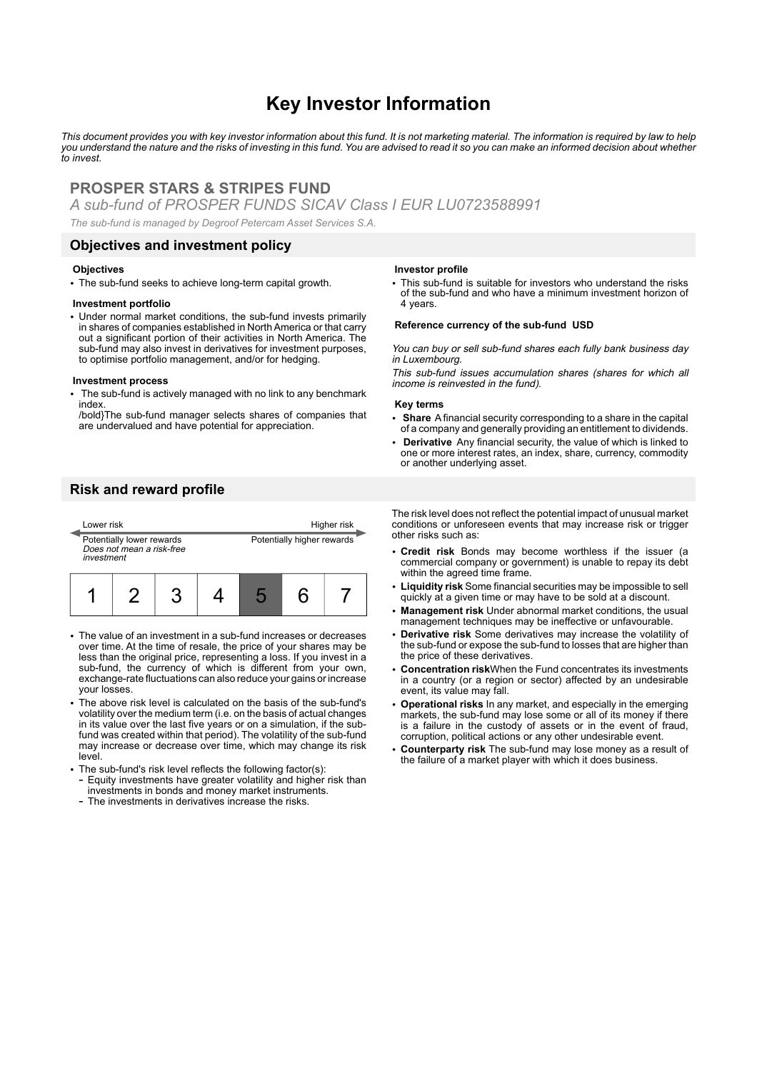# Key Investor Information

*This document provides you with key investor information about this fund. It is not marketing material. The information is required by law to help you understand the nature and the risks of investing in this fund. You are advised to read it so you can make an informed decision about whether to invest.*

## PROSPER STARS & STRIPES FUND

*A sub-fund of PROSPER FUNDS SICAV Class I EUR LU0723588991*

*The sub-fund is managed by Degroof Petercam Asset Services S.A.*

## Objectives and investment policy

**Objectives**

- The sub-fund seeks to achieve long-term capital growth.

**Investment portfolio**

- Under normal market conditions, the sub-fund invests primarily in shares of companies established in North America or that carry out a significant portion of their activities in North America. The sub-fund may also invest in derivatives for investment purposes, to optimise portfolio management, and/or for hedging.

**Investment process**

- The sub-fund is actively managed with no link to any benchmark index.
  /bold}The sub-fund manager selects shares of companies that are undervalued and have potential for appreciation.

**Investor profile**

- This sub-fund is suitable for investors who understand the risks of the sub-fund and who have a minimum investment horizon of 4 years.

**Reference currency of the sub-fund USD**

*You can buy or sell sub-fund shares each fully bank business day in Luxembourg.*

*This sub-fund issues accumulation shares (shares for which all income is reinvested in the fund).*

**Key terms**

- **Share** A financial security corresponding to a share in the capital of a company and generally providing an entitlement to dividends.
- **Derivative** Any financial security, the value of which is linked to one or more interest rates, an index, share, currency, commodity or another underlying asset.

## Risk and reward profile

Lower risk — Higher risk

Potentially lower rewards — Potentially higher rewards

*Does not mean a risk-free investment*

| 1 | 2 | 3 | 4 | **5** | 6 | 7 |
|---|---|---|---|---|---|---|

- The value of an investment in a sub-fund increases or decreases over time. At the time of resale, the price of your shares may be less than the original price, representing a loss. If you invest in a sub-fund, the currency of which is different from your own, exchange-rate fluctuations can also reduce your gains or increase your losses.
- The above risk level is calculated on the basis of the sub-fund's volatility over the medium term (i.e. on the basis of actual changes in its value over the last five years or on a simulation, if the sub-fund was created within that period). The volatility of the sub-fund may increase or decrease over time, which may change its risk level.
- The sub-fund's risk level reflects the following factor(s):
  - Equity investments have greater volatility and higher risk than investments in bonds and money market instruments.
  - The investments in derivatives increase the risks.

The risk level does not reflect the potential impact of unusual market conditions or unforeseen events that may increase risk or trigger other risks such as:

- **Credit risk** Bonds may become worthless if the issuer (a commercial company or government) is unable to repay its debt within the agreed time frame.
- **Liquidity risk** Some financial securities may be impossible to sell quickly at a given time or may have to be sold at a discount.
- **Management risk** Under abnormal market conditions, the usual management techniques may be ineffective or unfavourable.
- **Derivative risk** Some derivatives may increase the volatility of the sub-fund or expose the sub-fund to losses that are higher than the price of these derivatives.
- **Concentration risk**When the Fund concentrates its investments in a country (or a region or sector) affected by an undesirable event, its value may fall.
- **Operational risks** In any market, and especially in the emerging markets, the sub-fund may lose some or all of its money if there is a failure in the custody of assets or in the event of fraud, corruption, political actions or any other undesirable event.
- **Counterparty risk** The sub-fund may lose money as a result of the failure of a market player with which it does business.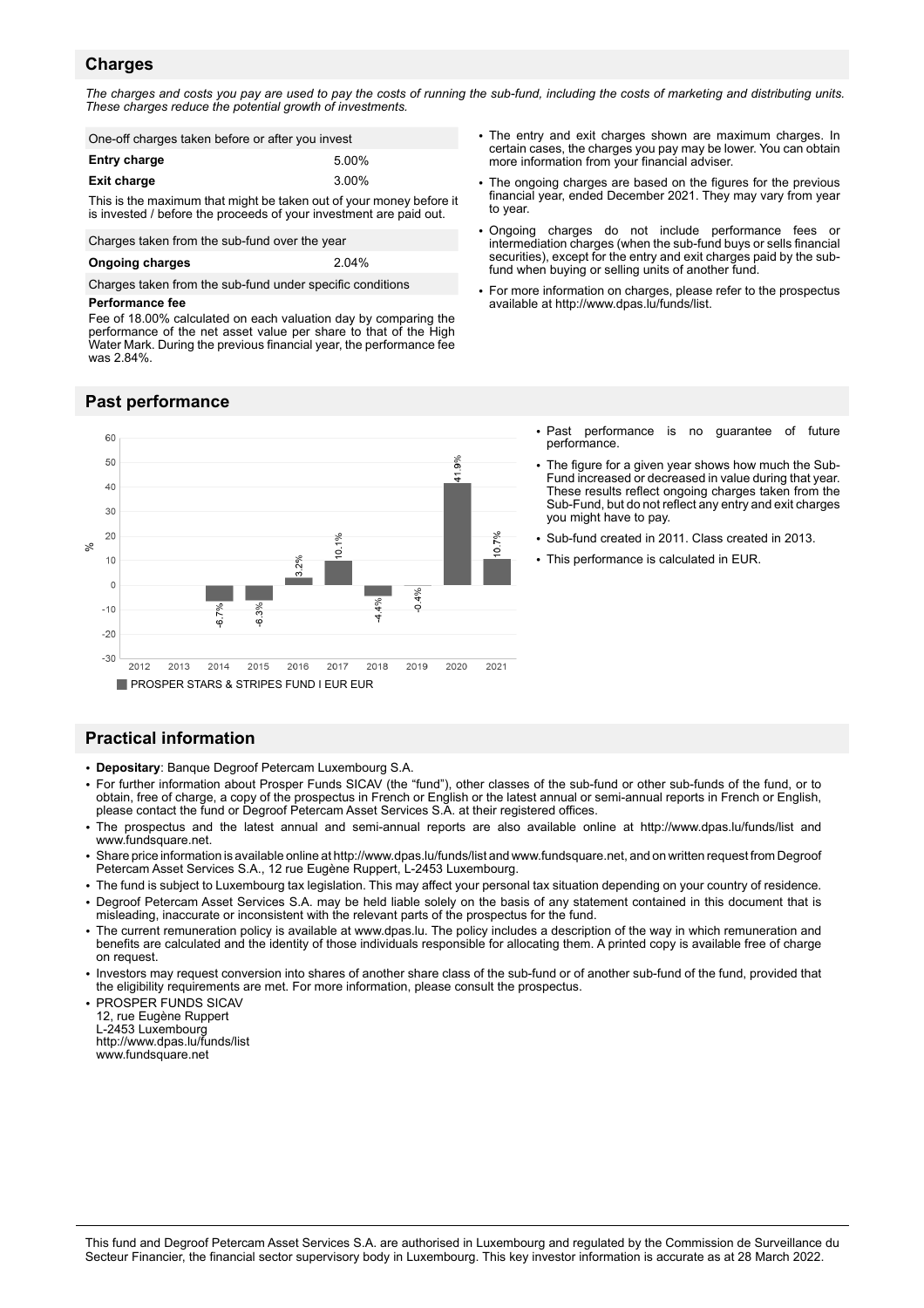## Charges

*The charges and costs you pay are used to pay the costs of running the sub-fund, including the costs of marketing and distributing units. These charges reduce the potential growth of investments.*

| One-off charges taken before or after you invest | |
|---|---|
| **Entry charge** | 5.00% |
| **Exit charge** | 3.00% |

This is the maximum that might be taken out of your money before it is invested / before the proceeds of your investment are paid out.

| Charges taken from the sub-fund over the year | |
|---|---|
| **Ongoing charges** | 2.04% |

Charges taken from the sub-fund under specific conditions

**Performance fee**

Fee of 18.00% calculated on each valuation day by comparing the performance of the net asset value per share to that of the High Water Mark. During the previous financial year, the performance fee was 2.84%.

- The entry and exit charges shown are maximum charges. In certain cases, the charges you pay may be lower. You can obtain more information from your financial adviser.
- The ongoing charges are based on the figures for the previous financial year, ended December 2021. They may vary from year to year.
- Ongoing charges do not include performance fees or intermediation charges (when the sub-fund buys or sells financial securities), except for the entry and exit charges paid by the sub-fund when buying or selling units of another fund.
- For more information on charges, please refer to the prospectus available at http://www.dpas.lu/funds/list.

## Past performance

%

60
50
40
30
20
10
0
-10
-20
-30

-6.7%
-6.3%
3.2%
10.1%
-4.4%
-0.4%
41.9%
10.7%

2012 2013 2014 2015 2016 2017 2018 2019 2020 2021

PROSPER STARS & STRIPES FUND I EUR EUR

- Past performance is no guarantee of future performance.
- The figure for a given year shows how much the Sub-Fund increased or decreased in value during that year. These results reflect ongoing charges taken from the Sub-Fund, but do not reflect any entry and exit charges you might have to pay.
- Sub-fund created in 2011. Class created in 2013.
- This performance is calculated in EUR.

## Practical information

- **Depositary**: Banque Degroof Petercam Luxembourg S.A.
- For further information about Prosper Funds SICAV (the "fund"), other classes of the sub-fund or other sub-funds of the fund, or to obtain, free of charge, a copy of the prospectus in French or English or the latest annual or semi-annual reports in French or English, please contact the fund or Degroof Petercam Asset Services S.A. at their registered offices.
- The prospectus and the latest annual and semi-annual reports are also available online at http://www.dpas.lu/funds/list and www.fundsquare.net.
- Share price information is available online at http://www.dpas.lu/funds/list and www.fundsquare.net, and on written request from Degroof Petercam Asset Services S.A., 12 rue Eugène Ruppert, L-2453 Luxembourg.
- The fund is subject to Luxembourg tax legislation. This may affect your personal tax situation depending on your country of residence.
- Degroof Petercam Asset Services S.A. may be held liable solely on the basis of any statement contained in this document that is misleading, inaccurate or inconsistent with the relevant parts of the prospectus for the fund.
- The current remuneration policy is available at www.dpas.lu. The policy includes a description of the way in which remuneration and benefits are calculated and the identity of those individuals responsible for allocating them. A printed copy is available free of charge on request.
- Investors may request conversion into shares of another share class of the sub-fund or of another sub-fund of the fund, provided that the eligibility requirements are met. For more information, please consult the prospectus.
- PROSPER FUNDS SICAV
  12, rue Eugène Ruppert
  L-2453 Luxembourg
  http://www.dpas.lu/funds/list
  www.fundsquare.net

This fund and Degroof Petercam Asset Services S.A. are authorised in Luxembourg and regulated by the Commission de Surveillance du Secteur Financier, the financial sector supervisory body in Luxembourg. This key investor information is accurate as at 28 March 2022.